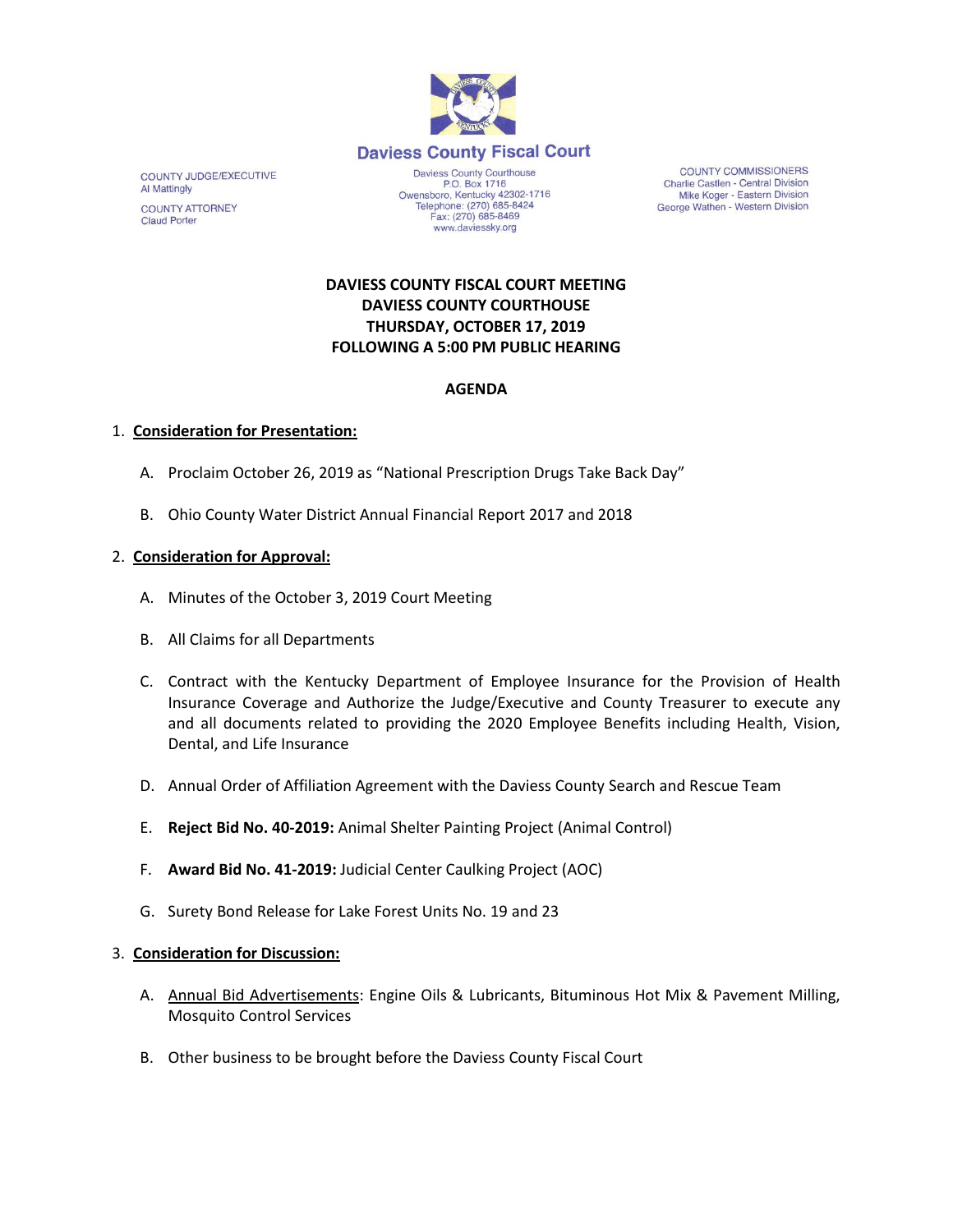## Daviess County Fiscal Court

COUNTY JUDGE/EXECUTIVE
Al Mattingly

COUNTY ATTORNEY
Claud Porter

Daviess County Courthouse
P.O. Box 1716
Owensboro, Kentucky 42302-1716
Telephone: (270) 685-8424
Fax: (270) 685-8469
www.daviessky.org

COUNTY COMMISSIONERS
Charlie Castlen - Central Division
Mike Koger - Eastern Division
George Wathen - Western Division

# DAVIESS COUNTY FISCAL COURT MEETING
# DAVIESS COUNTY COURTHOUSE
# THURSDAY, OCTOBER 17, 2019
# FOLLOWING A 5:00 PM PUBLIC HEARING

## AGENDA

1. **Consideration for Presentation:**

   A. Proclaim October 26, 2019 as "National Prescription Drugs Take Back Day"

   B. Ohio County Water District Annual Financial Report 2017 and 2018

2. **Consideration for Approval:**

   A. Minutes of the October 3, 2019 Court Meeting

   B. All Claims for all Departments

   C. Contract with the Kentucky Department of Employee Insurance for the Provision of Health Insurance Coverage and Authorize the Judge/Executive and County Treasurer to execute any and all documents related to providing the 2020 Employee Benefits including Health, Vision, Dental, and Life Insurance

   D. Annual Order of Affiliation Agreement with the Daviess County Search and Rescue Team

   E. **Reject Bid No. 40-2019:** Animal Shelter Painting Project (Animal Control)

   F. **Award Bid No. 41-2019:** Judicial Center Caulking Project (AOC)

   G. Surety Bond Release for Lake Forest Units No. 19 and 23

3. **Consideration for Discussion:**

   A. Annual Bid Advertisements: Engine Oils & Lubricants, Bituminous Hot Mix & Pavement Milling, Mosquito Control Services

   B. Other business to be brought before the Daviess County Fiscal Court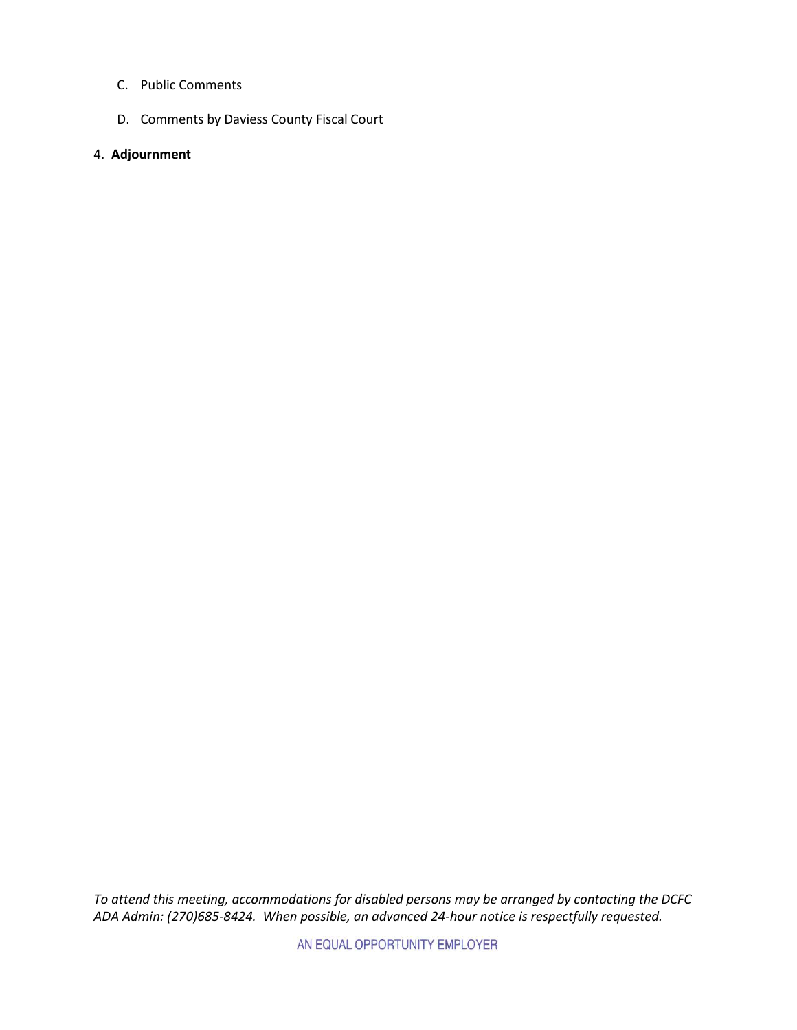C. Public Comments

D. Comments by Daviess County Fiscal Court

4. **Adjournment**

*To attend this meeting, accommodations for disabled persons may be arranged by contacting the DCFC ADA Admin: (270)685-8424. When possible, an advanced 24-hour notice is respectfully requested.*

AN EQUAL OPPORTUNITY EMPLOYER